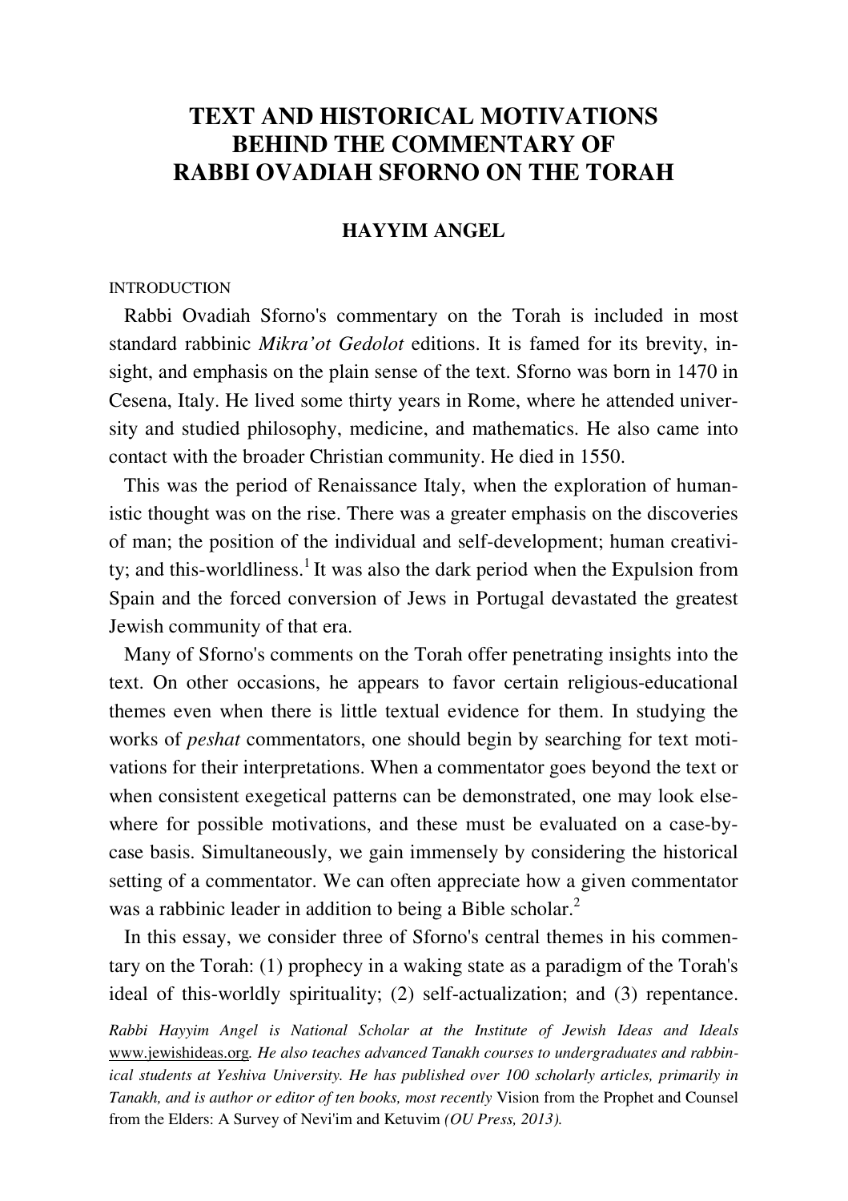# TEXT AND HISTORICAL MOTIVATIONS BEHIND THE COMMENTARY OF RABBI OVADIAH SFORNO ON THE TORAH

### HAYYIM ANGEL

INTRODUCTION

Rabbi Ovadiah Sforno's commentary on the Torah is included in most standard rabbinic *Mikra'ot Gedolot* editions. It is famed for its brevity, insight, and emphasis on the plain sense of the text. Sforno was born in 1470 in Cesena, Italy. He lived some thirty years in Rome, where he attended university and studied philosophy, medicine, and mathematics. He also came into contact with the broader Christian community. He died in 1550.

This was the period of Renaissance Italy, when the exploration of humanistic thought was on the rise. There was a greater emphasis on the discoveries of man; the position of the individual and self-development; human creativity; and this-worldliness.[1] It was also the dark period when the Expulsion from Spain and the forced conversion of Jews in Portugal devastated the greatest Jewish community of that era.

Many of Sforno's comments on the Torah offer penetrating insights into the text. On other occasions, he appears to favor certain religious-educational themes even when there is little textual evidence for them. In studying the works of *peshat* commentators, one should begin by searching for text motivations for their interpretations. When a commentator goes beyond the text or when consistent exegetical patterns can be demonstrated, one may look elsewhere for possible motivations, and these must be evaluated on a case-by-case basis. Simultaneously, we gain immensely by considering the historical setting of a commentator. We can often appreciate how a given commentator was a rabbinic leader in addition to being a Bible scholar.[2]

In this essay, we consider three of Sforno's central themes in his commentary on the Torah: (1) prophecy in a waking state as a paradigm of the Torah's ideal of this-worldly spirituality; (2) self-actualization; and (3) repentance.

*Rabbi Hayyim Angel is National Scholar at the Institute of Jewish Ideas and Ideals* www.jewishideas.org*. He also teaches advanced Tanakh courses to undergraduates and rabbinical students at Yeshiva University. He has published over 100 scholarly articles, primarily in Tanakh, and is author or editor of ten books, most recently* Vision from the Prophet and Counsel from the Elders: A Survey of Nevi'im and Ketuvim *(OU Press, 2013).*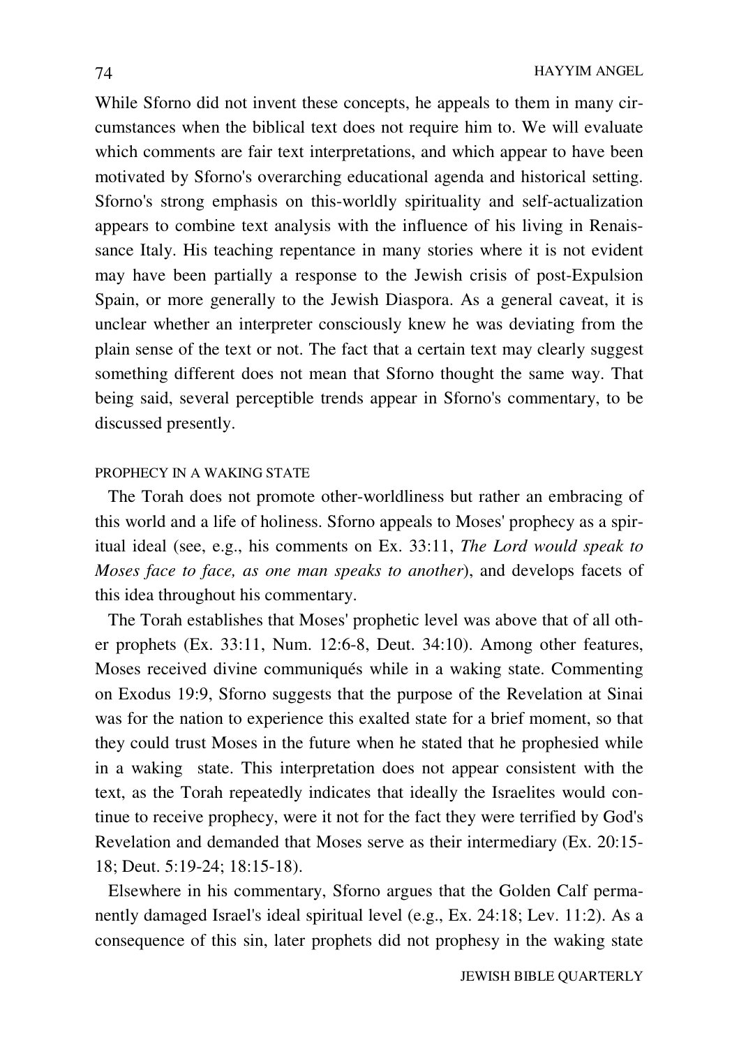While Sforno did not invent these concepts, he appeals to them in many circumstances when the biblical text does not require him to. We will evaluate which comments are fair text interpretations, and which appear to have been motivated by Sforno's overarching educational agenda and historical setting. Sforno's strong emphasis on this-worldly spirituality and self-actualization appears to combine text analysis with the influence of his living in Renaissance Italy. His teaching repentance in many stories where it is not evident may have been partially a response to the Jewish crisis of post-Expulsion Spain, or more generally to the Jewish Diaspora. As a general caveat, it is unclear whether an interpreter consciously knew he was deviating from the plain sense of the text or not. The fact that a certain text may clearly suggest something different does not mean that Sforno thought the same way. That being said, several perceptible trends appear in Sforno's commentary, to be discussed presently.

## PROPHECY IN A WAKING STATE

The Torah does not promote other-worldliness but rather an embracing of this world and a life of holiness. Sforno appeals to Moses' prophecy as a spiritual ideal (see, e.g., his comments on Ex. 33:11, *The Lord would speak to Moses face to face, as one man speaks to another*), and develops facets of this idea throughout his commentary.

The Torah establishes that Moses' prophetic level was above that of all other prophets (Ex. 33:11, Num. 12:6-8, Deut. 34:10). Among other features, Moses received divine communiqués while in a waking state. Commenting on Exodus 19:9, Sforno suggests that the purpose of the Revelation at Sinai was for the nation to experience this exalted state for a brief moment, so that they could trust Moses in the future when he stated that he prophesied while in a waking state. This interpretation does not appear consistent with the text, as the Torah repeatedly indicates that ideally the Israelites would continue to receive prophecy, were it not for the fact they were terrified by God's Revelation and demanded that Moses serve as their intermediary (Ex. 20:15-18; Deut. 5:19-24; 18:15-18).

Elsewhere in his commentary, Sforno argues that the Golden Calf permanently damaged Israel's ideal spiritual level (e.g., Ex. 24:18; Lev. 11:2). As a consequence of this sin, later prophets did not prophesy in the waking state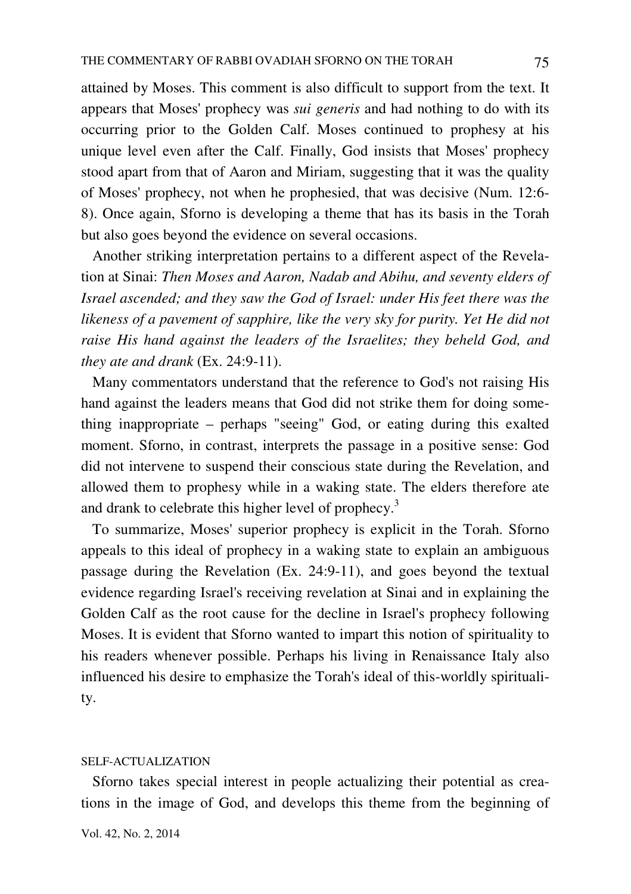attained by Moses. This comment is also difficult to support from the text. It appears that Moses' prophecy was *sui generis* and had nothing to do with its occurring prior to the Golden Calf. Moses continued to prophesy at his unique level even after the Calf. Finally, God insists that Moses' prophecy stood apart from that of Aaron and Miriam, suggesting that it was the quality of Moses' prophecy, not when he prophesied, that was decisive (Num. 12:6-8). Once again, Sforno is developing a theme that has its basis in the Torah but also goes beyond the evidence on several occasions.

Another striking interpretation pertains to a different aspect of the Revelation at Sinai: *Then Moses and Aaron, Nadab and Abihu, and seventy elders of Israel ascended; and they saw the God of Israel: under His feet there was the likeness of a pavement of sapphire, like the very sky for purity. Yet He did not raise His hand against the leaders of the Israelites; they beheld God, and they ate and drank* (Ex. 24:9-11).

Many commentators understand that the reference to God's not raising His hand against the leaders means that God did not strike them for doing something inappropriate – perhaps "seeing" God, or eating during this exalted moment. Sforno, in contrast, interprets the passage in a positive sense: God did not intervene to suspend their conscious state during the Revelation, and allowed them to prophesy while in a waking state. The elders therefore ate and drank to celebrate this higher level of prophecy.[3]

To summarize, Moses' superior prophecy is explicit in the Torah. Sforno appeals to this ideal of prophecy in a waking state to explain an ambiguous passage during the Revelation (Ex. 24:9-11), and goes beyond the textual evidence regarding Israel's receiving revelation at Sinai and in explaining the Golden Calf as the root cause for the decline in Israel's prophecy following Moses. It is evident that Sforno wanted to impart this notion of spirituality to his readers whenever possible. Perhaps his living in Renaissance Italy also influenced his desire to emphasize the Torah's ideal of this-worldly spirituality.

## SELF-ACTUALIZATION

Sforno takes special interest in people actualizing their potential as creations in the image of God, and develops this theme from the beginning of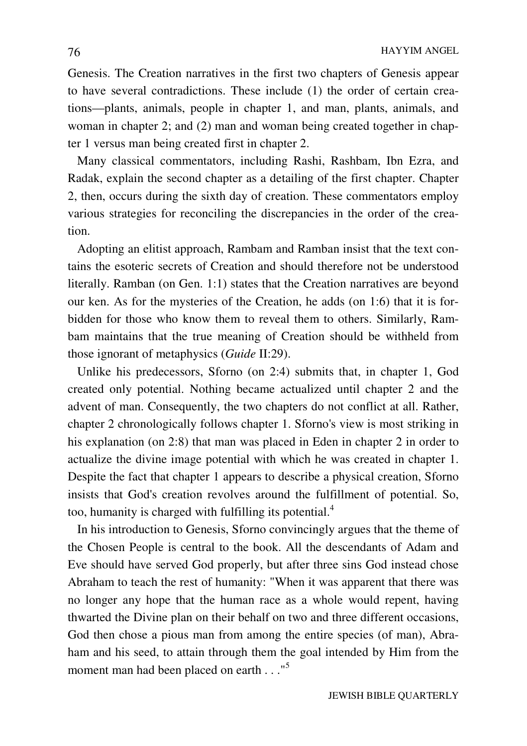Genesis. The Creation narratives in the first two chapters of Genesis appear to have several contradictions. These include (1) the order of certain creations—plants, animals, people in chapter 1, and man, plants, animals, and woman in chapter 2; and (2) man and woman being created together in chapter 1 versus man being created first in chapter 2.

Many classical commentators, including Rashi, Rashbam, Ibn Ezra, and Radak, explain the second chapter as a detailing of the first chapter. Chapter 2, then, occurs during the sixth day of creation. These commentators employ various strategies for reconciling the discrepancies in the order of the creation.

Adopting an elitist approach, Rambam and Ramban insist that the text contains the esoteric secrets of Creation and should therefore not be understood literally. Ramban (on Gen. 1:1) states that the Creation narratives are beyond our ken. As for the mysteries of the Creation, he adds (on 1:6) that it is forbidden for those who know them to reveal them to others. Similarly, Rambam maintains that the true meaning of Creation should be withheld from those ignorant of metaphysics (*Guide* II:29).

Unlike his predecessors, Sforno (on 2:4) submits that, in chapter 1, God created only potential. Nothing became actualized until chapter 2 and the advent of man. Consequently, the two chapters do not conflict at all. Rather, chapter 2 chronologically follows chapter 1. Sforno's view is most striking in his explanation (on 2:8) that man was placed in Eden in chapter 2 in order to actualize the divine image potential with which he was created in chapter 1. Despite the fact that chapter 1 appears to describe a physical creation, Sforno insists that God's creation revolves around the fulfillment of potential. So, too, humanity is charged with fulfilling its potential.[4]

In his introduction to Genesis, Sforno convincingly argues that the theme of the Chosen People is central to the book. All the descendants of Adam and Eve should have served God properly, but after three sins God instead chose Abraham to teach the rest of humanity: "When it was apparent that there was no longer any hope that the human race as a whole would repent, having thwarted the Divine plan on their behalf on two and three different occasions, God then chose a pious man from among the entire species (of man), Abraham and his seed, to attain through them the goal intended by Him from the moment man had been placed on earth . . ."[5]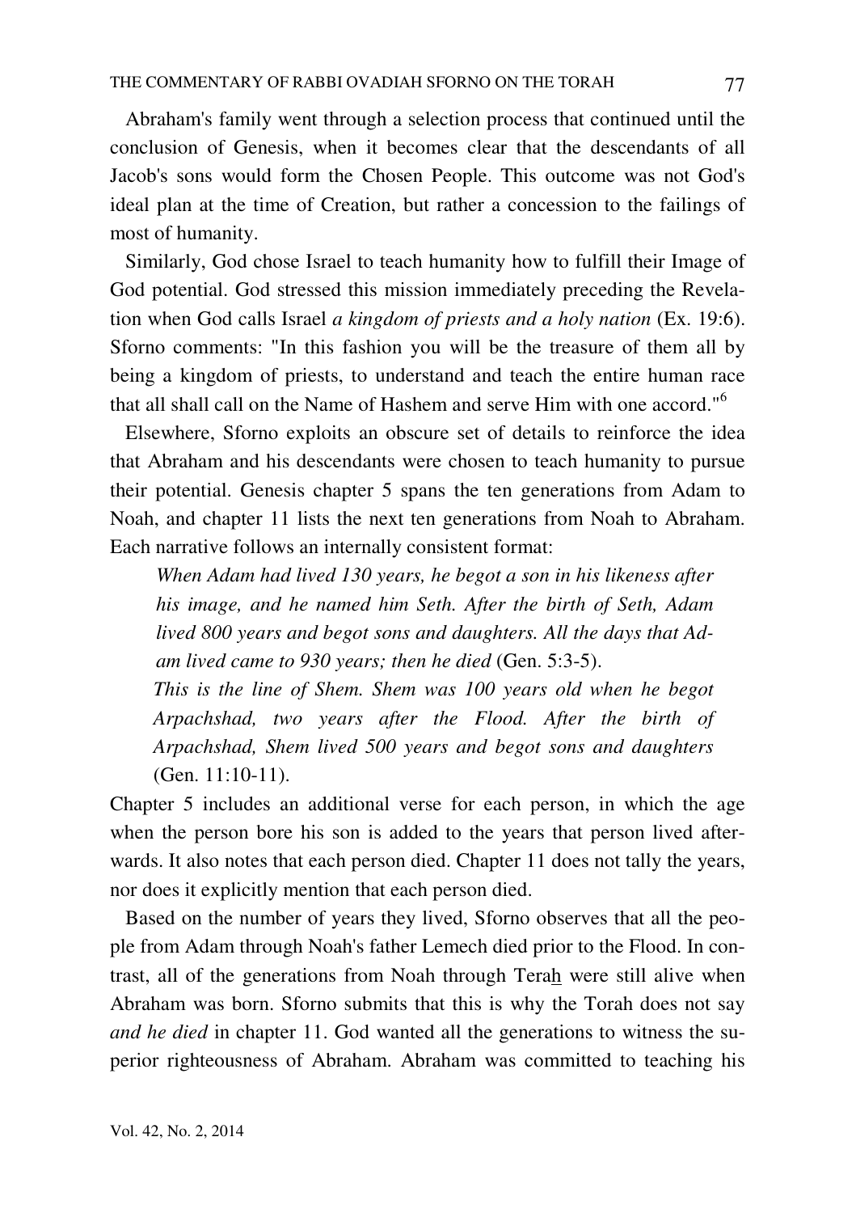Abraham's family went through a selection process that continued until the conclusion of Genesis, when it becomes clear that the descendants of all Jacob's sons would form the Chosen People. This outcome was not God's ideal plan at the time of Creation, but rather a concession to the failings of most of humanity.

Similarly, God chose Israel to teach humanity how to fulfill their Image of God potential. God stressed this mission immediately preceding the Revelation when God calls Israel *a kingdom of priests and a holy nation* (Ex. 19:6). Sforno comments: "In this fashion you will be the treasure of them all by being a kingdom of priests, to understand and teach the entire human race that all shall call on the Name of Hashem and serve Him with one accord."[6]

Elsewhere, Sforno exploits an obscure set of details to reinforce the idea that Abraham and his descendants were chosen to teach humanity to pursue their potential. Genesis chapter 5 spans the ten generations from Adam to Noah, and chapter 11 lists the next ten generations from Noah to Abraham. Each narrative follows an internally consistent format:

> *When Adam had lived 130 years, he begot a son in his likeness after his image, and he named him Seth. After the birth of Seth, Adam lived 800 years and begot sons and daughters. All the days that Adam lived came to 930 years; then he died* (Gen. 5:3-5).
>
> *This is the line of Shem. Shem was 100 years old when he begot Arpachshad, two years after the Flood. After the birth of Arpachshad, Shem lived 500 years and begot sons and daughters* (Gen. 11:10-11).

Chapter 5 includes an additional verse for each person, in which the age when the person bore his son is added to the years that person lived afterwards. It also notes that each person died. Chapter 11 does not tally the years, nor does it explicitly mention that each person died.

Based on the number of years they lived, Sforno observes that all the people from Adam through Noah's father Lemech died prior to the Flood. In contrast, all of the generations from Noah through Terah were still alive when Abraham was born. Sforno submits that this is why the Torah does not say *and he died* in chapter 11. God wanted all the generations to witness the superior righteousness of Abraham. Abraham was committed to teaching his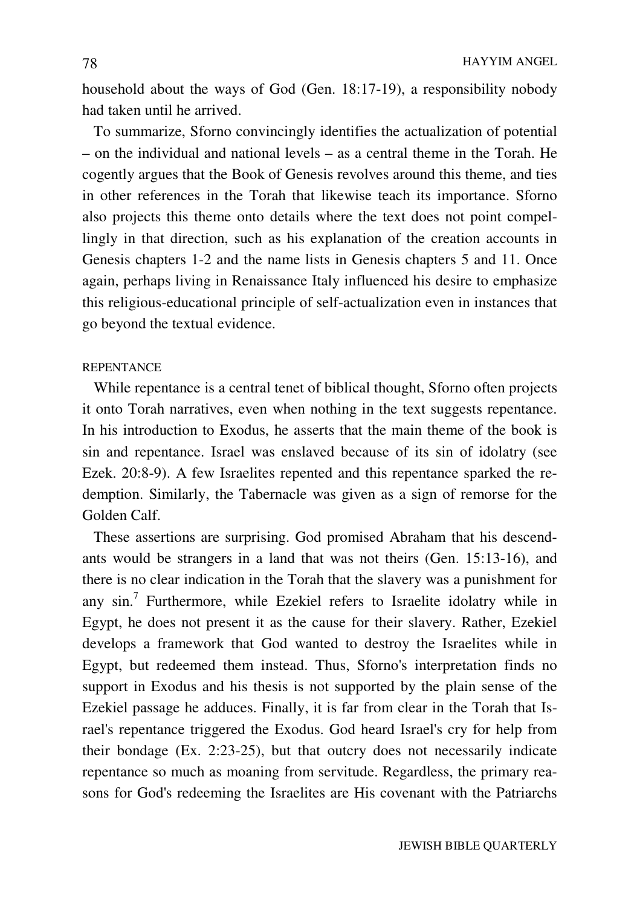household about the ways of God (Gen. 18:17-19), a responsibility nobody had taken until he arrived.

To summarize, Sforno convincingly identifies the actualization of potential – on the individual and national levels – as a central theme in the Torah. He cogently argues that the Book of Genesis revolves around this theme, and ties in other references in the Torah that likewise teach its importance. Sforno also projects this theme onto details where the text does not point compellingly in that direction, such as his explanation of the creation accounts in Genesis chapters 1-2 and the name lists in Genesis chapters 5 and 11. Once again, perhaps living in Renaissance Italy influenced his desire to emphasize this religious-educational principle of self-actualization even in instances that go beyond the textual evidence.

## REPENTANCE

While repentance is a central tenet of biblical thought, Sforno often projects it onto Torah narratives, even when nothing in the text suggests repentance. In his introduction to Exodus, he asserts that the main theme of the book is sin and repentance. Israel was enslaved because of its sin of idolatry (see Ezek. 20:8-9). A few Israelites repented and this repentance sparked the redemption. Similarly, the Tabernacle was given as a sign of remorse for the Golden Calf.

These assertions are surprising. God promised Abraham that his descendants would be strangers in a land that was not theirs (Gen. 15:13-16), and there is no clear indication in the Torah that the slavery was a punishment for any sin.[7] Furthermore, while Ezekiel refers to Israelite idolatry while in Egypt, he does not present it as the cause for their slavery. Rather, Ezekiel develops a framework that God wanted to destroy the Israelites while in Egypt, but redeemed them instead. Thus, Sforno's interpretation finds no support in Exodus and his thesis is not supported by the plain sense of the Ezekiel passage he adduces. Finally, it is far from clear in the Torah that Israel's repentance triggered the Exodus. God heard Israel's cry for help from their bondage (Ex. 2:23-25), but that outcry does not necessarily indicate repentance so much as moaning from servitude. Regardless, the primary reasons for God's redeeming the Israelites are His covenant with the Patriarchs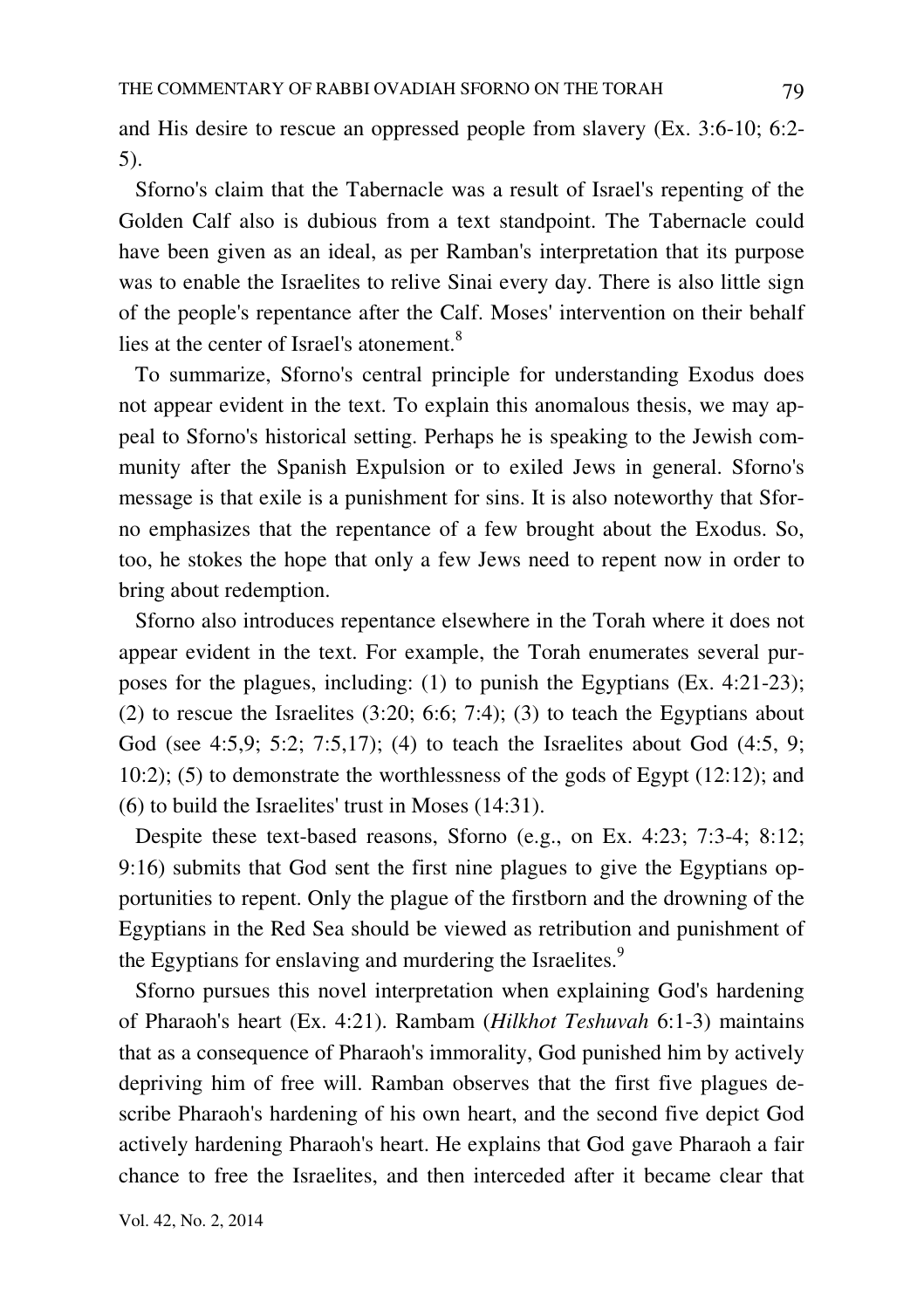and His desire to rescue an oppressed people from slavery (Ex. 3:6-10; 6:2-5).

Sforno's claim that the Tabernacle was a result of Israel's repenting of the Golden Calf also is dubious from a text standpoint. The Tabernacle could have been given as an ideal, as per Ramban's interpretation that its purpose was to enable the Israelites to relive Sinai every day. There is also little sign of the people's repentance after the Calf. Moses' intervention on their behalf lies at the center of Israel's atonement.[8]

To summarize, Sforno's central principle for understanding Exodus does not appear evident in the text. To explain this anomalous thesis, we may appeal to Sforno's historical setting. Perhaps he is speaking to the Jewish community after the Spanish Expulsion or to exiled Jews in general. Sforno's message is that exile is a punishment for sins. It is also noteworthy that Sforno emphasizes that the repentance of a few brought about the Exodus. So, too, he stokes the hope that only a few Jews need to repent now in order to bring about redemption.

Sforno also introduces repentance elsewhere in the Torah where it does not appear evident in the text. For example, the Torah enumerates several purposes for the plagues, including: (1) to punish the Egyptians (Ex. 4:21-23); (2) to rescue the Israelites (3:20; 6:6; 7:4); (3) to teach the Egyptians about God (see 4:5,9; 5:2; 7:5,17); (4) to teach the Israelites about God (4:5, 9; 10:2); (5) to demonstrate the worthlessness of the gods of Egypt (12:12); and (6) to build the Israelites' trust in Moses (14:31).

Despite these text-based reasons, Sforno (e.g., on Ex. 4:23; 7:3-4; 8:12; 9:16) submits that God sent the first nine plagues to give the Egyptians opportunities to repent. Only the plague of the firstborn and the drowning of the Egyptians in the Red Sea should be viewed as retribution and punishment of the Egyptians for enslaving and murdering the Israelites.[9]

Sforno pursues this novel interpretation when explaining God's hardening of Pharaoh's heart (Ex. 4:21). Rambam (*Hilkhot Teshuvah* 6:1-3) maintains that as a consequence of Pharaoh's immorality, God punished him by actively depriving him of free will. Ramban observes that the first five plagues describe Pharaoh's hardening of his own heart, and the second five depict God actively hardening Pharaoh's heart. He explains that God gave Pharaoh a fair chance to free the Israelites, and then interceded after it became clear that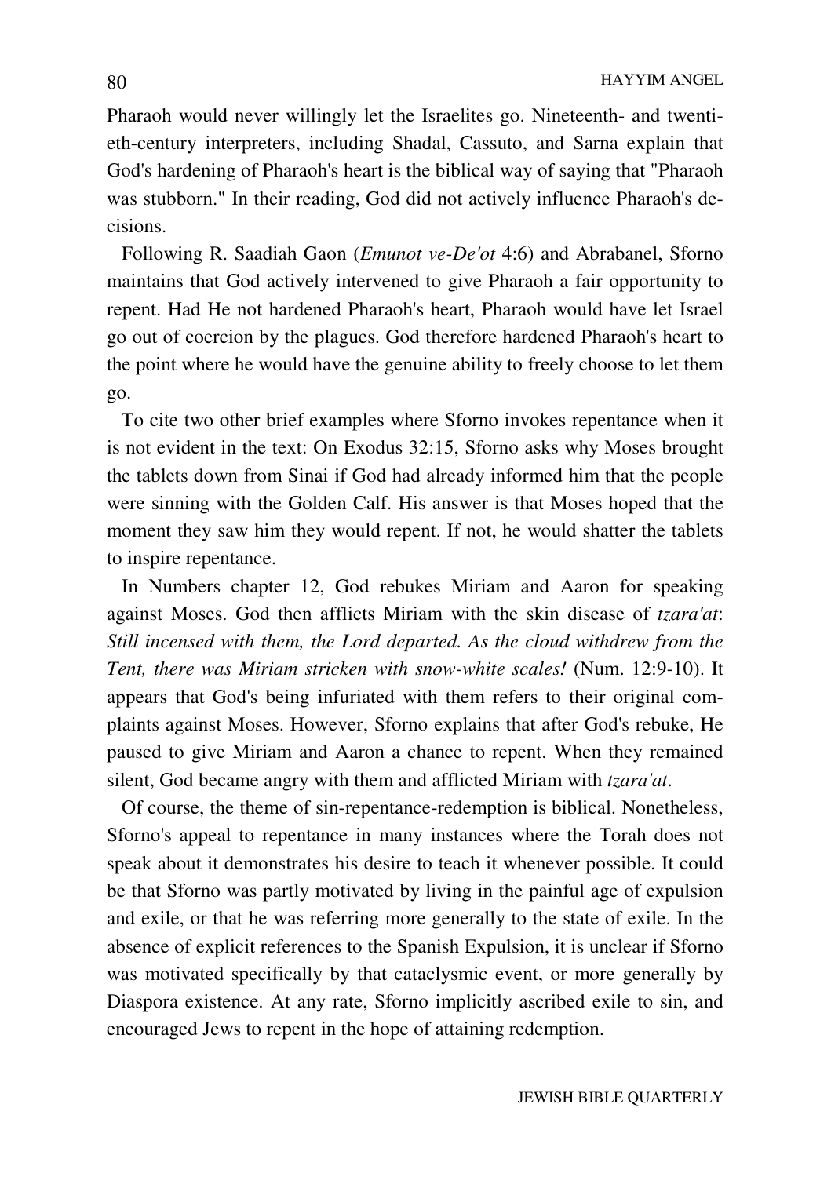Pharaoh would never willingly let the Israelites go. Nineteenth- and twentieth-century interpreters, including Shadal, Cassuto, and Sarna explain that God's hardening of Pharaoh's heart is the biblical way of saying that "Pharaoh was stubborn." In their reading, God did not actively influence Pharaoh's decisions.

Following R. Saadiah Gaon (*Emunot ve-De'ot* 4:6) and Abrabanel, Sforno maintains that God actively intervened to give Pharaoh a fair opportunity to repent. Had He not hardened Pharaoh's heart, Pharaoh would have let Israel go out of coercion by the plagues. God therefore hardened Pharaoh's heart to the point where he would have the genuine ability to freely choose to let them go.

To cite two other brief examples where Sforno invokes repentance when it is not evident in the text: On Exodus 32:15, Sforno asks why Moses brought the tablets down from Sinai if God had already informed him that the people were sinning with the Golden Calf. His answer is that Moses hoped that the moment they saw him they would repent. If not, he would shatter the tablets to inspire repentance.

In Numbers chapter 12, God rebukes Miriam and Aaron for speaking against Moses. God then afflicts Miriam with the skin disease of *tzara'at*: *Still incensed with them, the Lord departed. As the cloud withdrew from the Tent, there was Miriam stricken with snow-white scales!* (Num. 12:9-10). It appears that God's being infuriated with them refers to their original complaints against Moses. However, Sforno explains that after God's rebuke, He paused to give Miriam and Aaron a chance to repent. When they remained silent, God became angry with them and afflicted Miriam with *tzara'at*.

Of course, the theme of sin-repentance-redemption is biblical. Nonetheless, Sforno's appeal to repentance in many instances where the Torah does not speak about it demonstrates his desire to teach it whenever possible. It could be that Sforno was partly motivated by living in the painful age of expulsion and exile, or that he was referring more generally to the state of exile. In the absence of explicit references to the Spanish Expulsion, it is unclear if Sforno was motivated specifically by that cataclysmic event, or more generally by Diaspora existence. At any rate, Sforno implicitly ascribed exile to sin, and encouraged Jews to repent in the hope of attaining redemption.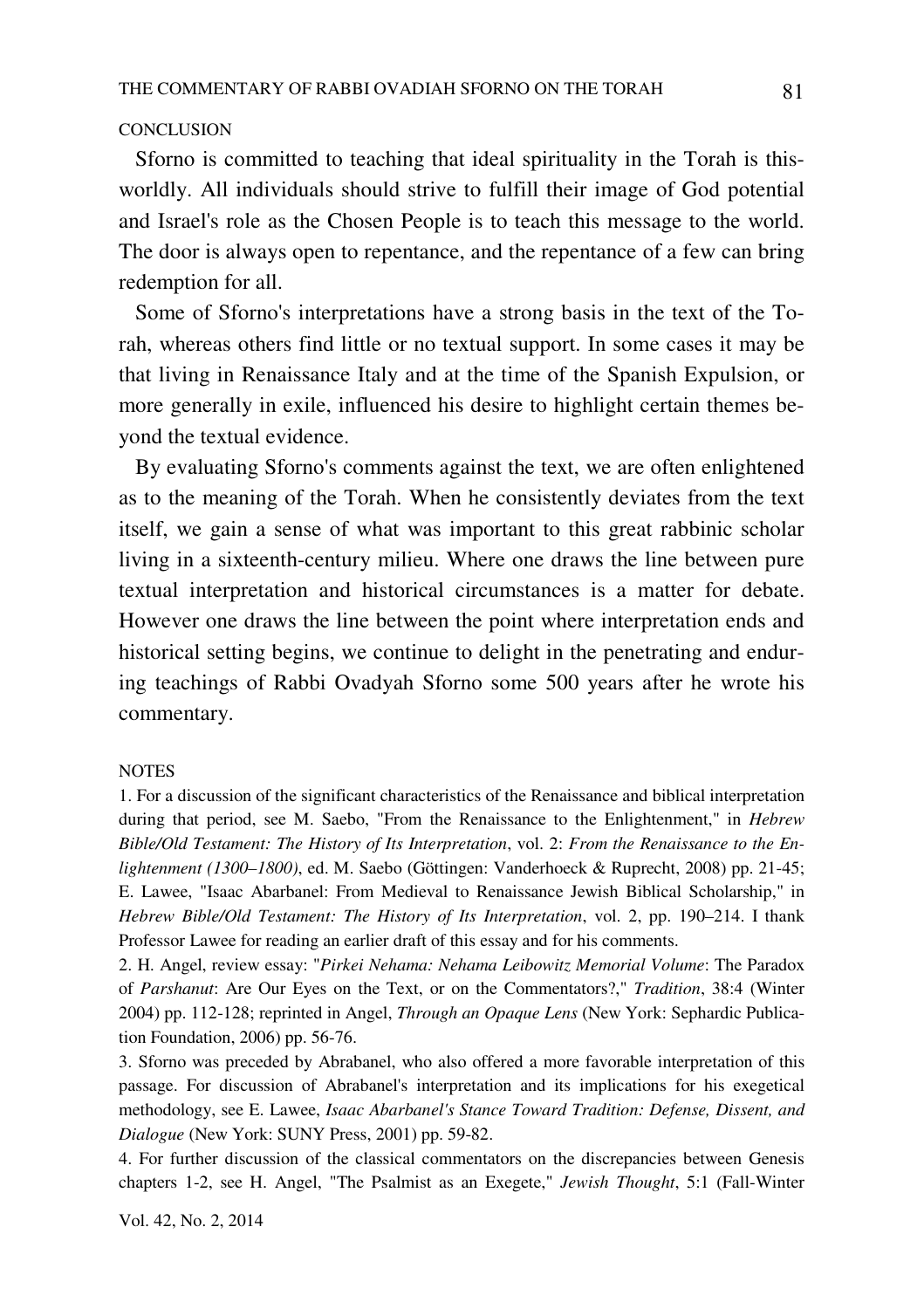## CONCLUSION

Sforno is committed to teaching that ideal spirituality in the Torah is this-worldly. All individuals should strive to fulfill their image of God potential and Israel's role as the Chosen People is to teach this message to the world. The door is always open to repentance, and the repentance of a few can bring redemption for all.

Some of Sforno's interpretations have a strong basis in the text of the Torah, whereas others find little or no textual support. In some cases it may be that living in Renaissance Italy and at the time of the Spanish Expulsion, or more generally in exile, influenced his desire to highlight certain themes beyond the textual evidence.

By evaluating Sforno's comments against the text, we are often enlightened as to the meaning of the Torah. When he consistently deviates from the text itself, we gain a sense of what was important to this great rabbinic scholar living in a sixteenth-century milieu. Where one draws the line between pure textual interpretation and historical circumstances is a matter for debate. However one draws the line between the point where interpretation ends and historical setting begins, we continue to delight in the penetrating and enduring teachings of Rabbi Ovadyah Sforno some 500 years after he wrote his commentary.

## NOTES

1. For a discussion of the significant characteristics of the Renaissance and biblical interpretation during that period, see M. Saebo, "From the Renaissance to the Enlightenment," in *Hebrew Bible/Old Testament: The History of Its Interpretation*, vol. 2: *From the Renaissance to the Enlightenment (1300–1800)*, ed. M. Saebo (Göttingen: Vanderhoeck & Ruprecht, 2008) pp. 21-45; E. Lawee, "Isaac Abarbanel: From Medieval to Renaissance Jewish Biblical Scholarship," in *Hebrew Bible/Old Testament: The History of Its Interpretation*, vol. 2, pp. 190–214. I thank Professor Lawee for reading an earlier draft of this essay and for his comments.

2. H. Angel, review essay: "*Pirkei Nehama: Nehama Leibowitz Memorial Volume*: The Paradox of *Parshanut*: Are Our Eyes on the Text, or on the Commentators?," *Tradition*, 38:4 (Winter 2004) pp. 112-128; reprinted in Angel, *Through an Opaque Lens* (New York: Sephardic Publication Foundation, 2006) pp. 56-76.

3. Sforno was preceded by Abrabanel, who also offered a more favorable interpretation of this passage. For discussion of Abrabanel's interpretation and its implications for his exegetical methodology, see E. Lawee, *Isaac Abarbanel's Stance Toward Tradition: Defense, Dissent, and Dialogue* (New York: SUNY Press, 2001) pp. 59-82.

4. For further discussion of the classical commentators on the discrepancies between Genesis chapters 1-2, see H. Angel, "The Psalmist as an Exegete," *Jewish Thought*, 5:1 (Fall-Winter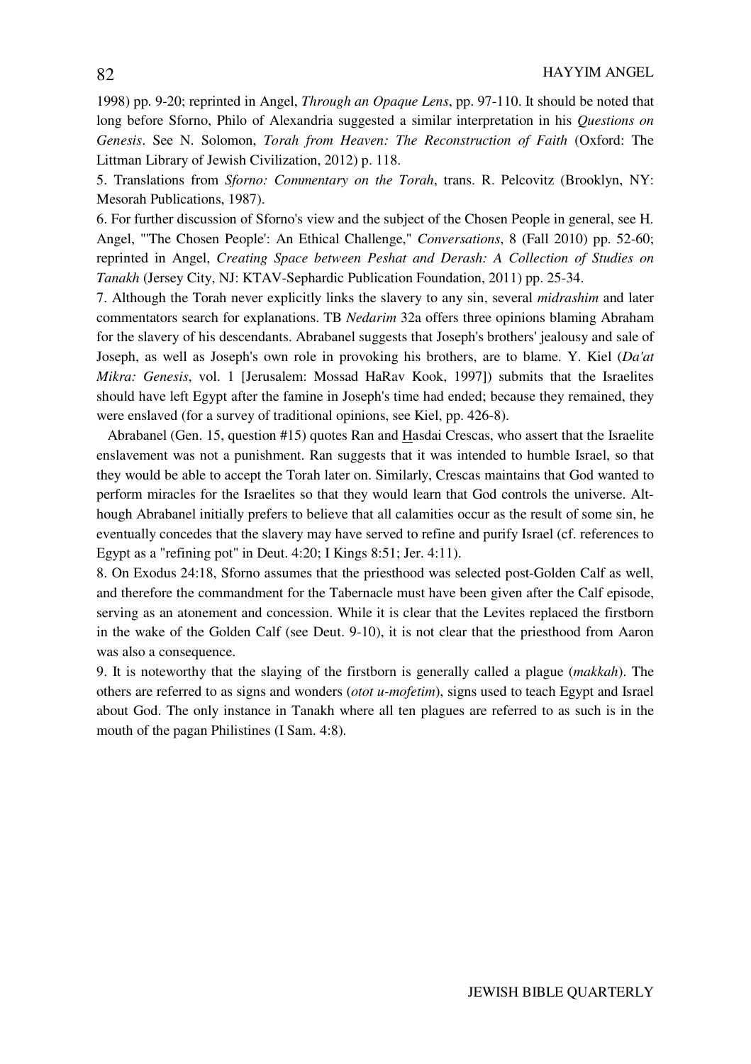1998) pp. 9-20; reprinted in Angel, *Through an Opaque Lens*, pp. 97-110. It should be noted that long before Sforno, Philo of Alexandria suggested a similar interpretation in his *Questions on Genesis*. See N. Solomon, *Torah from Heaven: The Reconstruction of Faith* (Oxford: The Littman Library of Jewish Civilization, 2012) p. 118.

5. Translations from *Sforno: Commentary on the Torah*, trans. R. Pelcovitz (Brooklyn, NY: Mesorah Publications, 1987).

6. For further discussion of Sforno's view and the subject of the Chosen People in general, see H. Angel, "'The Chosen People': An Ethical Challenge," *Conversations*, 8 (Fall 2010) pp. 52-60; reprinted in Angel, *Creating Space between Peshat and Derash: A Collection of Studies on Tanakh* (Jersey City, NJ: KTAV-Sephardic Publication Foundation, 2011) pp. 25-34.

7. Although the Torah never explicitly links the slavery to any sin, several *midrashim* and later commentators search for explanations. TB *Nedarim* 32a offers three opinions blaming Abraham for the slavery of his descendants. Abrabanel suggests that Joseph's brothers' jealousy and sale of Joseph, as well as Joseph's own role in provoking his brothers, are to blame. Y. Kiel (*Da'at Mikra: Genesis*, vol. 1 [Jerusalem: Mossad HaRav Kook, 1997]) submits that the Israelites should have left Egypt after the famine in Joseph's time had ended; because they remained, they were enslaved (for a survey of traditional opinions, see Kiel, pp. 426-8).

Abrabanel (Gen. 15, question #15) quotes Ran and Hasdai Crescas, who assert that the Israelite enslavement was not a punishment. Ran suggests that it was intended to humble Israel, so that they would be able to accept the Torah later on. Similarly, Crescas maintains that God wanted to perform miracles for the Israelites so that they would learn that God controls the universe. Although Abrabanel initially prefers to believe that all calamities occur as the result of some sin, he eventually concedes that the slavery may have served to refine and purify Israel (cf. references to Egypt as a "refining pot" in Deut. 4:20; I Kings 8:51; Jer. 4:11).

8. On Exodus 24:18, Sforno assumes that the priesthood was selected post-Golden Calf as well, and therefore the commandment for the Tabernacle must have been given after the Calf episode, serving as an atonement and concession. While it is clear that the Levites replaced the firstborn in the wake of the Golden Calf (see Deut. 9-10), it is not clear that the priesthood from Aaron was also a consequence.

9. It is noteworthy that the slaying of the firstborn is generally called a plague (*makkah*). The others are referred to as signs and wonders (*otot u-mofetim*), signs used to teach Egypt and Israel about God. The only instance in Tanakh where all ten plagues are referred to as such is in the mouth of the pagan Philistines (I Sam. 4:8).